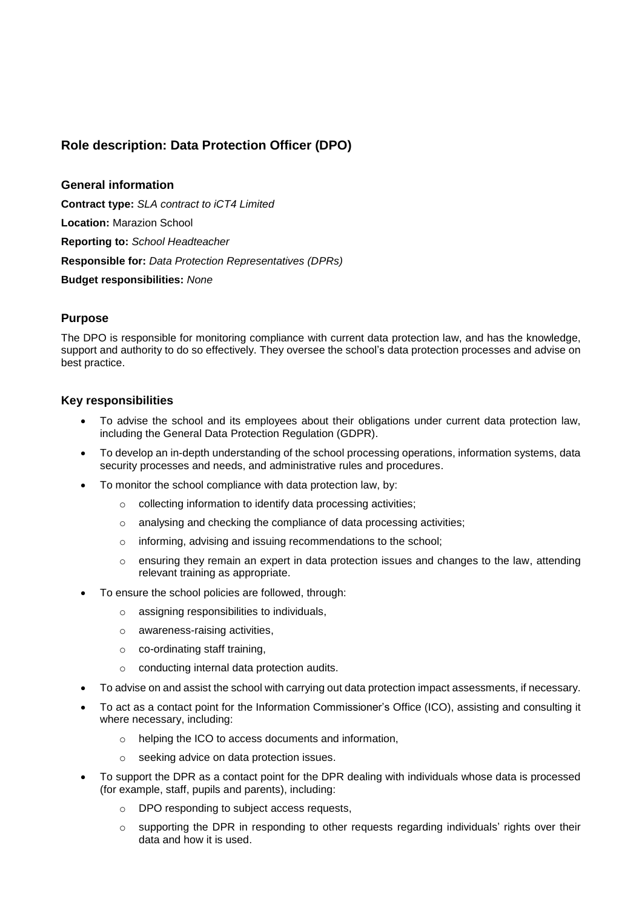## Role description: Data Protection Officer (DPO)

### General information

**Contract type:** *SLA contract to iCT4 Limited*

**Location:** Marazion School

**Reporting to:** *School Headteacher*

**Responsible for:** *Data Protection Representatives (DPRs)*

**Budget responsibilities:** *None*

### Purpose

The DPO is responsible for monitoring compliance with current data protection law, and has the knowledge, support and authority to do so effectively. They oversee the school's data protection processes and advise on best practice.

### Key responsibilities

- To advise the school and its employees about their obligations under current data protection law, including the General Data Protection Regulation (GDPR).
- To develop an in-depth understanding of the school processing operations, information systems, data security processes and needs, and administrative rules and procedures.
- To monitor the school compliance with data protection law, by:
  - collecting information to identify data processing activities;
  - analysing and checking the compliance of data processing activities;
  - informing, advising and issuing recommendations to the school;
  - ensuring they remain an expert in data protection issues and changes to the law, attending relevant training as appropriate.
- To ensure the school policies are followed, through:
  - assigning responsibilities to individuals,
  - awareness-raising activities,
  - co-ordinating staff training,
  - conducting internal data protection audits.
- To advise on and assist the school with carrying out data protection impact assessments, if necessary.
- To act as a contact point for the Information Commissioner's Office (ICO), assisting and consulting it where necessary, including:
  - helping the ICO to access documents and information,
  - seeking advice on data protection issues.
- To support the DPR as a contact point for the DPR dealing with individuals whose data is processed (for example, staff, pupils and parents), including:
  - DPO responding to subject access requests,
  - supporting the DPR in responding to other requests regarding individuals' rights over their data and how it is used.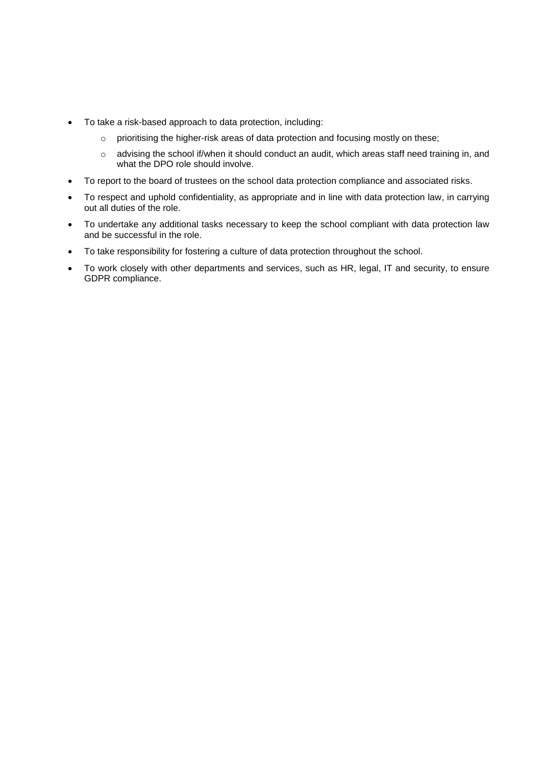- To take a risk-based approach to data protection, including:
    - prioritising the higher-risk areas of data protection and focusing mostly on these;
    - advising the school if/when it should conduct an audit, which areas staff need training in, and what the DPO role should involve.
- To report to the board of trustees on the school data protection compliance and associated risks.
- To respect and uphold confidentiality, as appropriate and in line with data protection law, in carrying out all duties of the role.
- To undertake any additional tasks necessary to keep the school compliant with data protection law and be successful in the role.
- To take responsibility for fostering a culture of data protection throughout the school.
- To work closely with other departments and services, such as HR, legal, IT and security, to ensure GDPR compliance.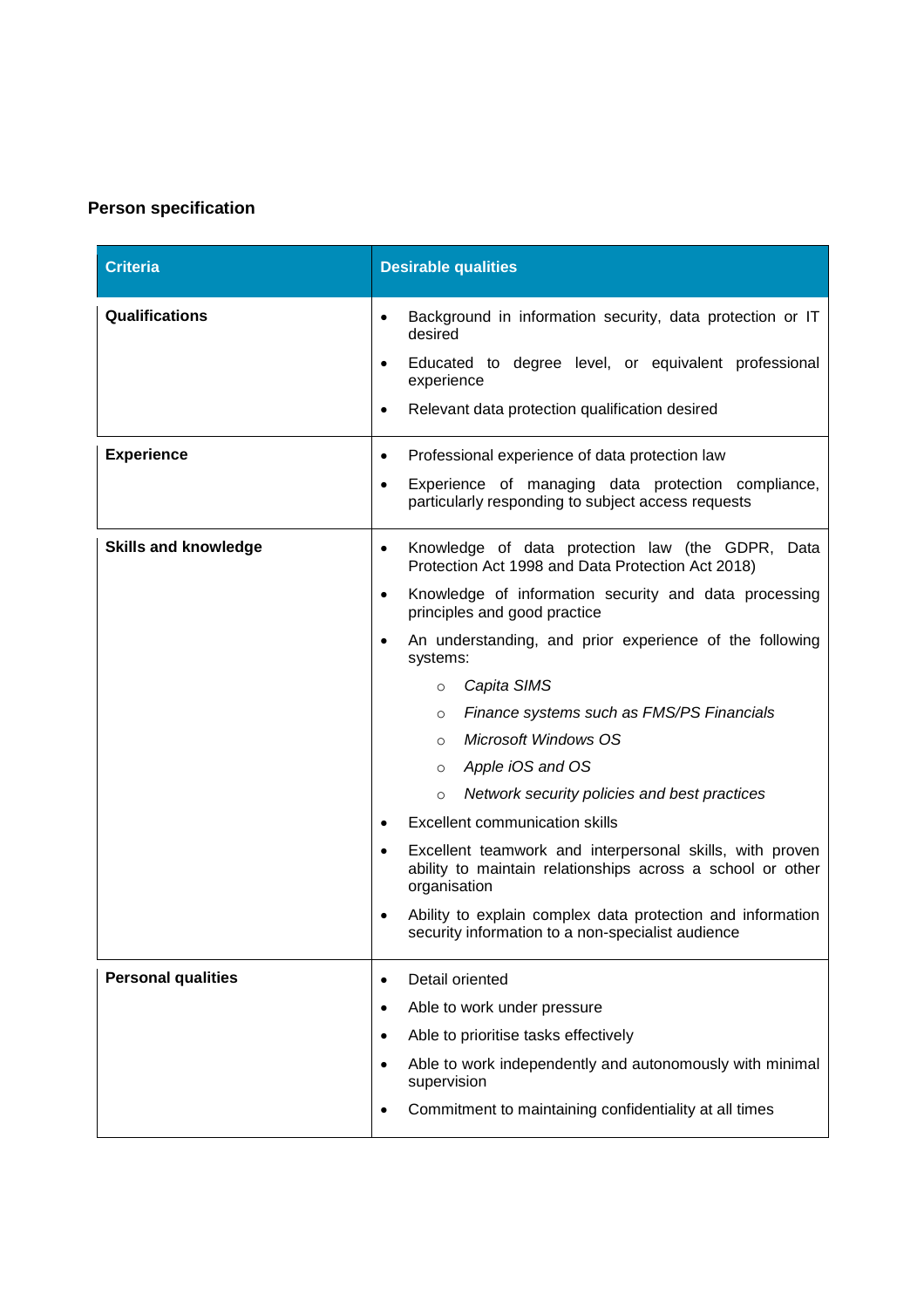## Person specification

| Criteria | Desirable qualities |
|---|---|
| **Qualifications** | • Background in information security, data protection or IT desired<br>• Educated to degree level, or equivalent professional experience<br>• Relevant data protection qualification desired |
| **Experience** | • Professional experience of data protection law<br>• Experience of managing data protection compliance, particularly responding to subject access requests |
| **Skills and knowledge** | • Knowledge of data protection law (the GDPR, Data Protection Act 1998 and Data Protection Act 2018)<br>• Knowledge of information security and data processing principles and good practice<br>• An understanding, and prior experience of the following systems:<br>  ○ *Capita SIMS*<br>  ○ *Finance systems such as FMS/PS Financials*<br>  ○ *Microsoft Windows OS*<br>  ○ *Apple iOS and OS*<br>  ○ *Network security policies and best practices*<br>• Excellent communication skills<br>• Excellent teamwork and interpersonal skills, with proven ability to maintain relationships across a school or other organisation<br>• Ability to explain complex data protection and information security information to a non-specialist audience |
| **Personal qualities** | • Detail oriented<br>• Able to work under pressure<br>• Able to prioritise tasks effectively<br>• Able to work independently and autonomously with minimal supervision<br>• Commitment to maintaining confidentiality at all times |